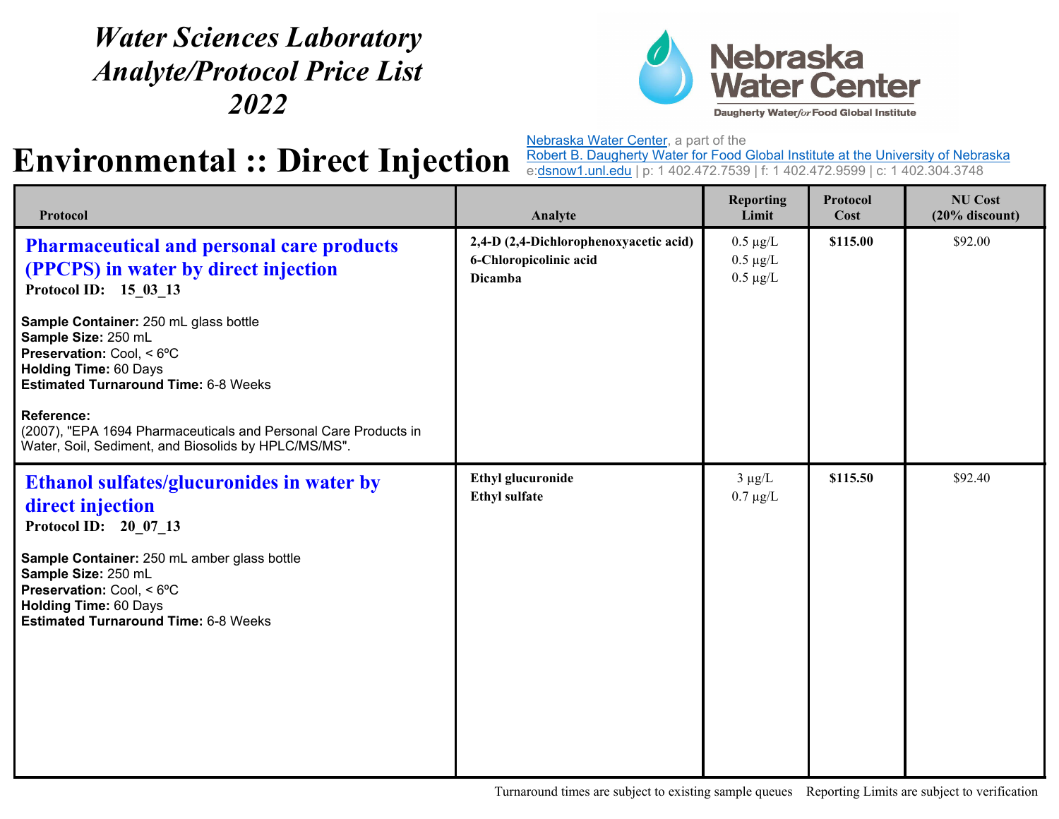*Water Sciences Laboratory*
*Analyte/Protocol Price List*
*2022*

Nebraska Water Center

Daugherty Water *for* Food Global Institute

# Environmental :: Direct Injection

Nebraska Water Center, a part of the
Robert B. Daugherty Water for Food Global Institute at the University of Nebraska
e:dsnow1.unl.edu | p: 1 402.472.7539 | f: 1 402.472.9599 | c: 1 402.304.3748

| Protocol | Analyte | Reporting Limit | Protocol Cost | NU Cost (20% discount) |
|---|---|---|---|---|
| **Pharmaceutical and personal care products (PPCPS) in water by direct injection**<br>**Protocol ID: 15_03_13**<br><br>**Sample Container:** 250 mL glass bottle<br>**Sample Size:** 250 mL<br>**Preservation:** Cool, < 6ºC<br>**Holding Time:** 60 Days<br>**Estimated Turnaround Time:** 6-8 Weeks<br><br>**Reference:**<br>(2007), "EPA 1694 Pharmaceuticals and Personal Care Products in Water, Soil, Sediment, and Biosolids by HPLC/MS/MS". | **2,4-D (2,4-Dichlorophenoxyacetic acid)**<br>**6-Chloropicolinic acid**<br>**Dicamba** | 0.5 µg/L<br>0.5 µg/L<br>0.5 µg/L | **$115.00** | $92.00 |
| **Ethanol sulfates/glucuronides in water by direct injection**<br>**Protocol ID: 20_07_13**<br><br>**Sample Container:** 250 mL amber glass bottle<br>**Sample Size:** 250 mL<br>**Preservation:** Cool, < 6ºC<br>**Holding Time:** 60 Days<br>**Estimated Turnaround Time:** 6-8 Weeks | **Ethyl glucuronide**<br>**Ethyl sulfate** | 3 µg/L<br>0.7 µg/L | **$115.50** | $92.40 |

Turnaround times are subject to existing sample queues    Reporting Limits are subject to verification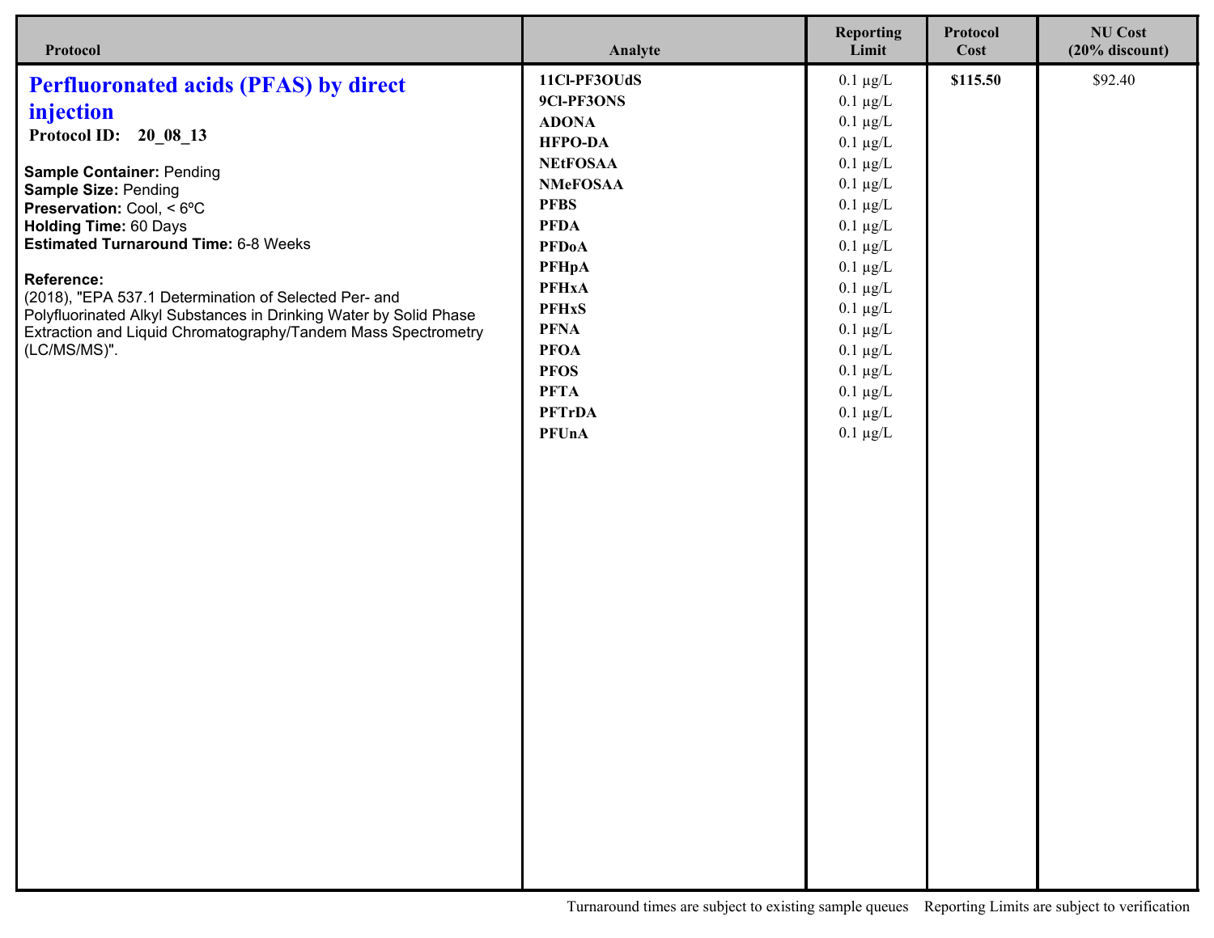| Protocol | Analyte | Reporting Limit | Protocol Cost | NU Cost (20% discount) |
|---|---|---|---|---|
| **Perfluoronated acids (PFAS) by direct injection**<br>**Protocol ID: 20_08_13**<br><br>**Sample Container:** Pending<br>**Sample Size:** Pending<br>**Preservation:** Cool, < 6ºC<br>**Holding Time:** 60 Days<br>**Estimated Turnaround Time:** 6-8 Weeks<br><br>**Reference:**<br>(2018), "EPA 537.1 Determination of Selected Per- and Polyfluorinated Alkyl Substances in Drinking Water by Solid Phase Extraction and Liquid Chromatography/Tandem Mass Spectrometry (LC/MS/MS)". | **11Cl-PF3OUdS** | 0.1 µg/L | **$115.50** | $92.40 |
| | **9Cl-PF3ONS** | 0.1 µg/L | | |
| | **ADONA** | 0.1 µg/L | | |
| | **HFPO-DA** | 0.1 µg/L | | |
| | **NEtFOSAA** | 0.1 µg/L | | |
| | **NMeFOSAA** | 0.1 µg/L | | |
| | **PFBS** | 0.1 µg/L | | |
| | **PFDA** | 0.1 µg/L | | |
| | **PFDoA** | 0.1 µg/L | | |
| | **PFHpA** | 0.1 µg/L | | |
| | **PFHxA** | 0.1 µg/L | | |
| | **PFHxS** | 0.1 µg/L | | |
| | **PFNA** | 0.1 µg/L | | |
| | **PFOA** | 0.1 µg/L | | |
| | **PFOS** | 0.1 µg/L | | |
| | **PFTA** | 0.1 µg/L | | |
| | **PFTrDA** | 0.1 µg/L | | |
| | **PFUnA** | 0.1 µg/L | | |

Turnaround times are subject to existing sample queues    Reporting Limits are subject to verification